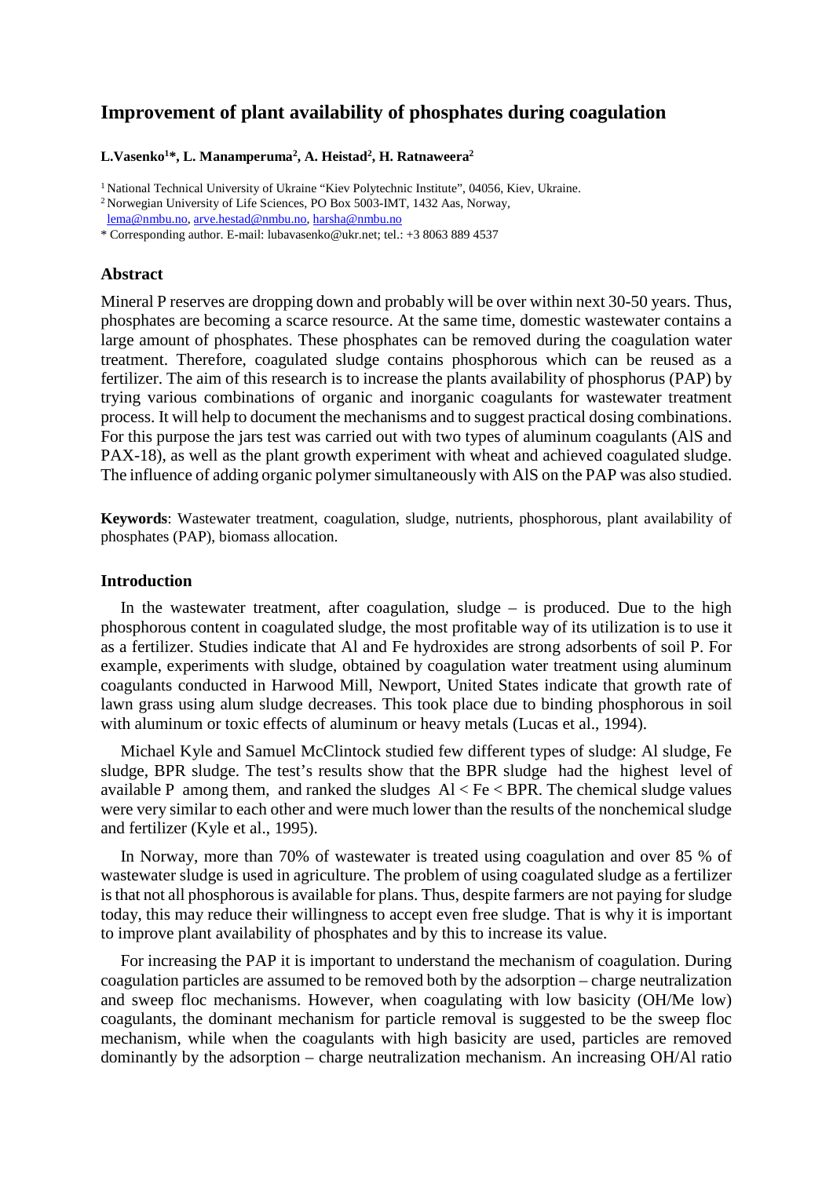# Improvement of plant availability of phosphates during coagulation

**L.Vasenko[1]\*, L. Manamperuma[2], A. Heistad[2], H. Ratnaweera[2]**

[1] National Technical University of Ukraine "Kiev Polytechnic Institute", 04056, Kiev, Ukraine.
[2] Norwegian University of Life Sciences, PO Box 5003-IMT, 1432 Aas, Norway,
lema@nmbu.no, arve.hestad@nmbu.no, harsha@nmbu.no
\* Corresponding author. E-mail: lubavasenko@ukr.net; tel.: +3 8063 889 4537

## Abstract

Mineral P reserves are dropping down and probably will be over within next 30-50 years. Thus, phosphates are becoming a scarce resource. At the same time, domestic wastewater contains a large amount of phosphates. These phosphates can be removed during the coagulation water treatment. Therefore, coagulated sludge contains phosphorous which can be reused as a fertilizer. The aim of this research is to increase the plants availability of phosphorus (PAP) by trying various combinations of organic and inorganic coagulants for wastewater treatment process. It will help to document the mechanisms and to suggest practical dosing combinations. For this purpose the jars test was carried out with two types of aluminum coagulants (AlS and PAX-18), as well as the plant growth experiment with wheat and achieved coagulated sludge. The influence of adding organic polymer simultaneously with AlS on the PAP was also studied.

**Keywords**: Wastewater treatment, coagulation, sludge, nutrients, phosphorous, plant availability of phosphates (PAP), biomass allocation.

## Introduction

In the wastewater treatment, after coagulation, sludge – is produced. Due to the high phosphorous content in coagulated sludge, the most profitable way of its utilization is to use it as a fertilizer. Studies indicate that Al and Fe hydroxides are strong adsorbents of soil P. For example, experiments with sludge, obtained by coagulation water treatment using aluminum coagulants conducted in Harwood Mill, Newport, United States indicate that growth rate of lawn grass using alum sludge decreases. This took place due to binding phosphorous in soil with aluminum or toxic effects of aluminum or heavy metals (Lucas et al., 1994).

Michael Kyle and Samuel McClintock studied few different types of sludge: Al sludge, Fe sludge, BPR sludge. The test's results show that the BPR sludge had the highest level of available P among them, and ranked the sludges Al < Fe < BPR. The chemical sludge values were very similar to each other and were much lower than the results of the nonchemical sludge and fertilizer (Kyle et al., 1995).

In Norway, more than 70% of wastewater is treated using coagulation and over 85 % of wastewater sludge is used in agriculture. The problem of using coagulated sludge as a fertilizer is that not all phosphorous is available for plans. Thus, despite farmers are not paying for sludge today, this may reduce their willingness to accept even free sludge. That is why it is important to improve plant availability of phosphates and by this to increase its value.

For increasing the PAP it is important to understand the mechanism of coagulation. During coagulation particles are assumed to be removed both by the adsorption – charge neutralization and sweep floc mechanisms. However, when coagulating with low basicity (OH/Me low) coagulants, the dominant mechanism for particle removal is suggested to be the sweep floc mechanism, while when the coagulants with high basicity are used, particles are removed dominantly by the adsorption – charge neutralization mechanism. An increasing OH/Al ratio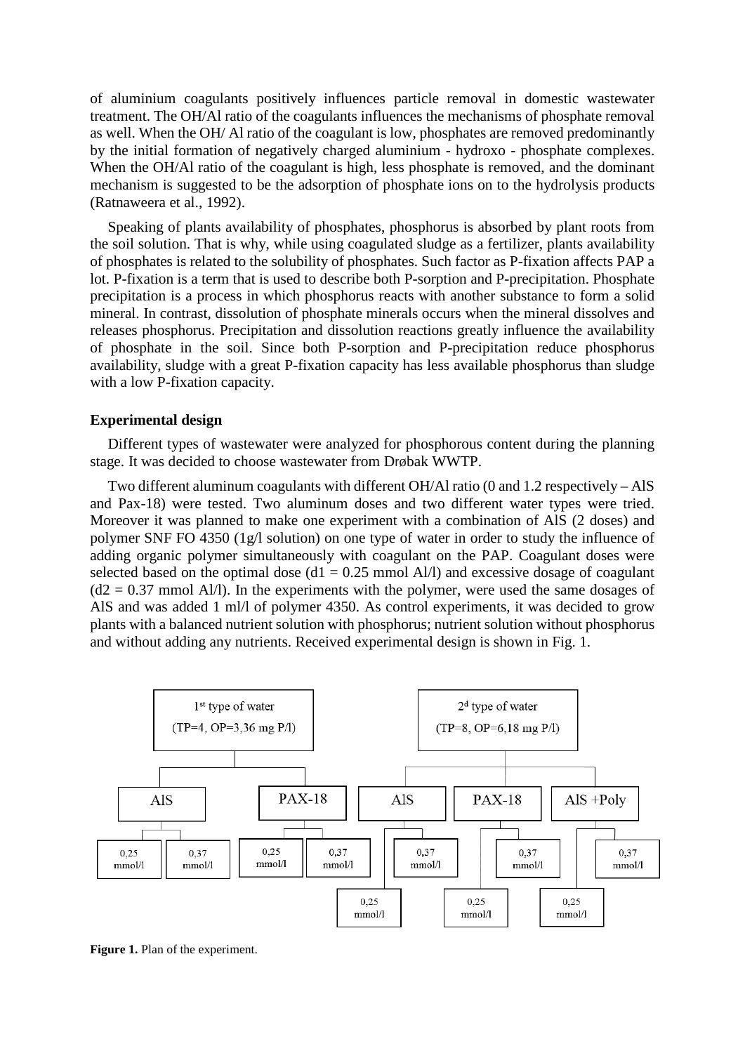of aluminium coagulants positively influences particle removal in domestic wastewater treatment. The OH/Al ratio of the coagulants influences the mechanisms of phosphate removal as well. When the OH/ Al ratio of the coagulant is low, phosphates are removed predominantly by the initial formation of negatively charged aluminium - hydroxo - phosphate complexes. When the OH/Al ratio of the coagulant is high, less phosphate is removed, and the dominant mechanism is suggested to be the adsorption of phosphate ions on to the hydrolysis products (Ratnaweera et al., 1992).

Speaking of plants availability of phosphates, phosphorus is absorbed by plant roots from the soil solution. That is why, while using coagulated sludge as a fertilizer, plants availability of phosphates is related to the solubility of phosphates. Such factor as P-fixation affects PAP a lot. P-fixation is a term that is used to describe both P-sorption and P-precipitation. Phosphate precipitation is a process in which phosphorus reacts with another substance to form a solid mineral. In contrast, dissolution of phosphate minerals occurs when the mineral dissolves and releases phosphorus. Precipitation and dissolution reactions greatly influence the availability of phosphate in the soil. Since both P-sorption and P-precipitation reduce phosphorus availability, sludge with a great P-fixation capacity has less available phosphorus than sludge with a low P-fixation capacity.

**Experimental design**

Different types of wastewater were analyzed for phosphorous content during the planning stage. It was decided to choose wastewater from Drøbak WWTP.

Two different aluminum coagulants with different OH/Al ratio (0 and 1.2 respectively – AlS and Pax-18) were tested. Two aluminum doses and two different water types were tried. Moreover it was planned to make one experiment with a combination of AlS (2 doses) and polymer SNF FO 4350 (1g/l solution) on one type of water in order to study the influence of adding organic polymer simultaneously with coagulant on the PAP. Coagulant doses were selected based on the optimal dose ($d1 = 0.25$ mmol Al/l) and excessive dosage of coagulant ($d2 = 0.37$ mmol Al/l). In the experiments with the polymer, were used the same dosages of AlS and was added 1 ml/l of polymer 4350. As control experiments, it was decided to grow plants with a balanced nutrient solution with phosphorus; nutrient solution without phosphorus and without adding any nutrients. Received experimental design is shown in Fig. 1.

1st type of water (TP=4, OP=3,36 mg P/l)
- AlS: 0,25 mmol/l; 0,37 mmol/l
- PAX-18: 0,25 mmol/l; 0,37 mmol/l

2d type of water (TP=8, OP=6,18 mg P/l)
- AlS: 0,25 mmol/l; 0,37 mmol/l
- PAX-18: 0,25 mmol/l; 0,37 mmol/l
- AlS +Poly: 0,25 mmol/l; 0,37 mmol/l

**Figure 1.** Plan of the experiment.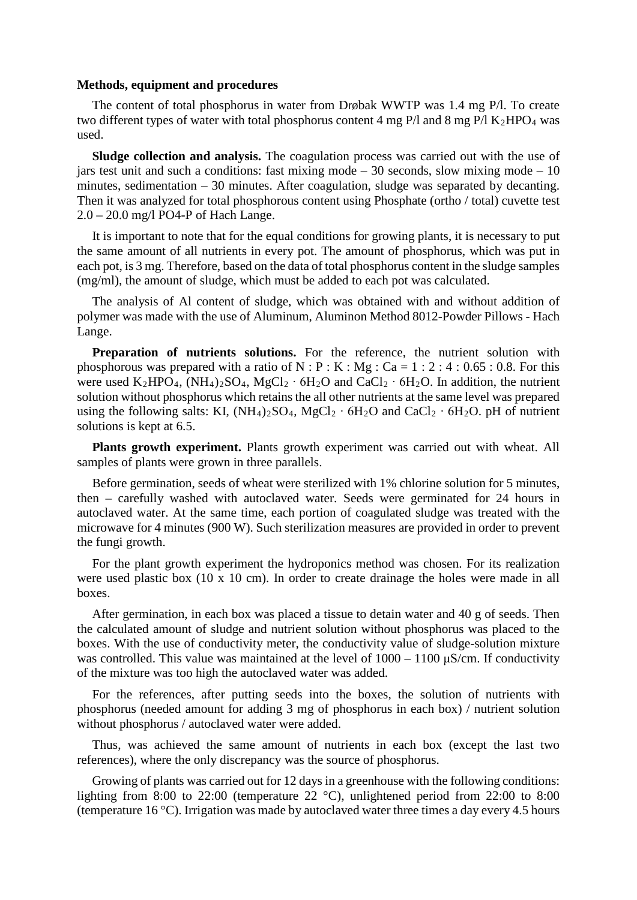**Methods, equipment and procedures**

The content of total phosphorus in water from Drøbak WWTP was 1.4 mg P/l. To create two different types of water with total phosphorus content 4 mg P/l and 8 mg P/l $K_2HPO_4$ was used.

**Sludge collection and analysis.** The coagulation process was carried out with the use of jars test unit and such a conditions: fast mixing mode – 30 seconds, slow mixing mode – 10 minutes, sedimentation – 30 minutes. After coagulation, sludge was separated by decanting. Then it was analyzed for total phosphorous content using Phosphate (ortho / total) cuvette test 2.0 – 20.0 mg/l PO4-P of Hach Lange.

It is important to note that for the equal conditions for growing plants, it is necessary to put the same amount of all nutrients in every pot. The amount of phosphorus, which was put in each pot, is 3 mg. Therefore, based on the data of total phosphorus content in the sludge samples (mg/ml), the amount of sludge, which must be added to each pot was calculated.

The analysis of Al content of sludge, which was obtained with and without addition of polymer was made with the use of Aluminum, Aluminon Method 8012-Powder Pillows - Hach Lange.

**Preparation of nutrients solutions.** For the reference, the nutrient solution with phosphorous was prepared with a ratio of N : P : K : Mg : Ca = 1 : 2 : 4 : 0.65 : 0.8. For this were used $K_2HPO_4$, $(NH_4)_2SO_4$, $MgCl_2 \cdot 6H_2O$ and $CaCl_2 \cdot 6H_2O$. In addition, the nutrient solution without phosphorus which retains the all other nutrients at the same level was prepared using the following salts: KI, $(NH_4)_2SO_4$, $MgCl_2 \cdot 6H_2O$ and $CaCl_2 \cdot 6H_2O$. pH of nutrient solutions is kept at 6.5.

**Plants growth experiment.** Plants growth experiment was carried out with wheat. All samples of plants were grown in three parallels.

Before germination, seeds of wheat were sterilized with 1% chlorine solution for 5 minutes, then – carefully washed with autoclaved water. Seeds were germinated for 24 hours in autoclaved water. At the same time, each portion of coagulated sludge was treated with the microwave for 4 minutes (900 W). Such sterilization measures are provided in order to prevent the fungi growth.

For the plant growth experiment the hydroponics method was chosen. For its realization were used plastic box (10 x 10 cm). In order to create drainage the holes were made in all boxes.

After germination, in each box was placed a tissue to detain water and 40 g of seeds. Then the calculated amount of sludge and nutrient solution without phosphorus was placed to the boxes. With the use of conductivity meter, the conductivity value of sludge-solution mixture was controlled. This value was maintained at the level of 1000 – 1100 μS/cm. If conductivity of the mixture was too high the autoclaved water was added.

For the references, after putting seeds into the boxes, the solution of nutrients with phosphorus (needed amount for adding 3 mg of phosphorus in each box) / nutrient solution without phosphorus / autoclaved water were added.

Thus, was achieved the same amount of nutrients in each box (except the last two references), where the only discrepancy was the source of phosphorus.

Growing of plants was carried out for 12 days in a greenhouse with the following conditions: lighting from 8:00 to 22:00 (temperature 22 °C), unlightened period from 22:00 to 8:00 (temperature 16 °C). Irrigation was made by autoclaved water three times a day every 4.5 hours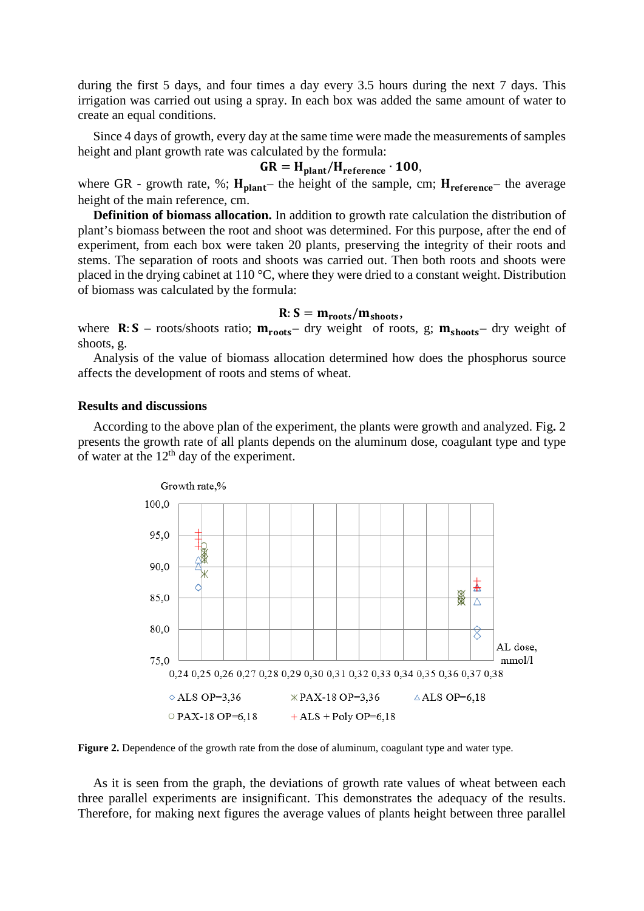during the first 5 days, and four times a day every 3.5 hours during the next 7 days. This irrigation was carried out using a spray. In each box was added the same amount of water to create an equal conditions.

Since 4 days of growth, every day at the same time were made the measurements of samples height and plant growth rate was calculated by the formula:

$$\mathbf{GR = H_{plant}/H_{reference} \cdot 100},$$

where GR - growth rate, %; $\mathbf{H_{plant}}$– the height of the sample, cm; $\mathbf{H_{reference}}$– the average height of the main reference, cm.

**Definition of biomass allocation.** In addition to growth rate calculation the distribution of plant's biomass between the root and shoot was determined. For this purpose, after the end of experiment, from each box were taken 20 plants, preserving the integrity of their roots and stems. The separation of roots and shoots was carried out. Then both roots and shoots were placed in the drying cabinet at 110 °C, where they were dried to a constant weight. Distribution of biomass was calculated by the formula:

$$\mathbf{R{:}\,S = m_{roots}/m_{shoots}},$$

where $\mathbf{R{:}\,S}$ – roots/shoots ratio; $\mathbf{m_{roots}}$– dry weight of roots, g; $\mathbf{m_{shoots}}$– dry weight of shoots, g.

Analysis of the value of biomass allocation determined how does the phosphorus source affects the development of roots and stems of wheat.

## Results and discussions

According to the above plan of the experiment, the plants were growth and analyzed. Fig. 2 presents the growth rate of all plants depends on the aluminum dose, coagulant type and type of water at the 12th day of the experiment.

**Figure 2.** Dependence of the growth rate from the dose of aluminum, coagulant type and water type.

As it is seen from the graph, the deviations of growth rate values of wheat between each three parallel experiments are insignificant. This demonstrates the adequacy of the results. Therefore, for making next figures the average values of plants height between three parallel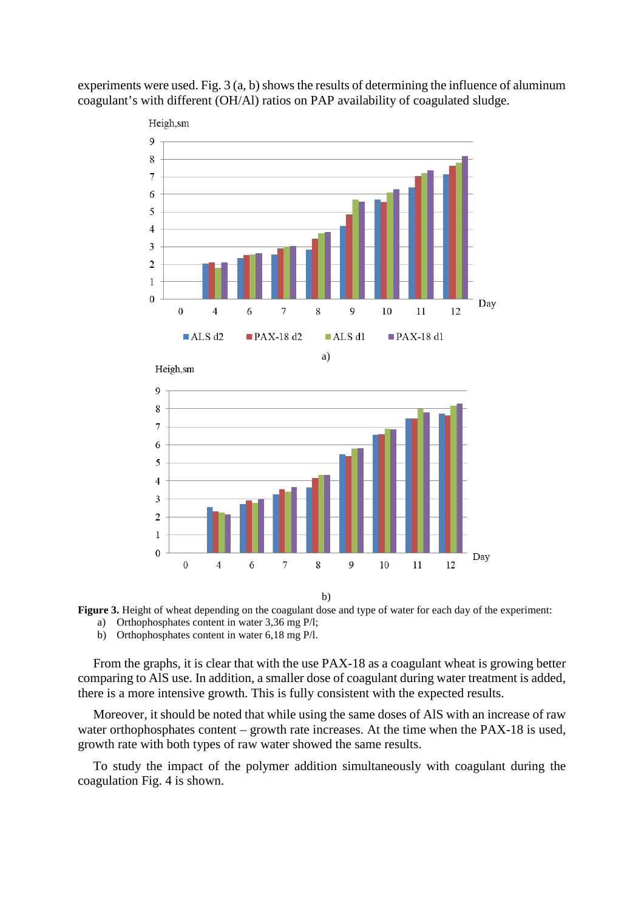experiments were used. Fig. 3 (a, b) shows the results of determining the influence of aluminum coagulant's with different (OH/Al) ratios on PAP availability of coagulated sludge.

**Figure 3.** Height of wheat depending on the coagulant dose and type of water for each day of the experiment:

a) Orthophosphates content in water 3,36 mg P/l;
b) Orthophosphates content in water 6,18 mg P/l.

From the graphs, it is clear that with the use PAX-18 as a coagulant wheat is growing better comparing to AlS use. In addition, a smaller dose of coagulant during water treatment is added, there is a more intensive growth. This is fully consistent with the expected results.

Moreover, it should be noted that while using the same doses of AlS with an increase of raw water orthophosphates content – growth rate increases. At the time when the PAX-18 is used, growth rate with both types of raw water showed the same results.

To study the impact of the polymer addition simultaneously with coagulant during the coagulation Fig. 4 is shown.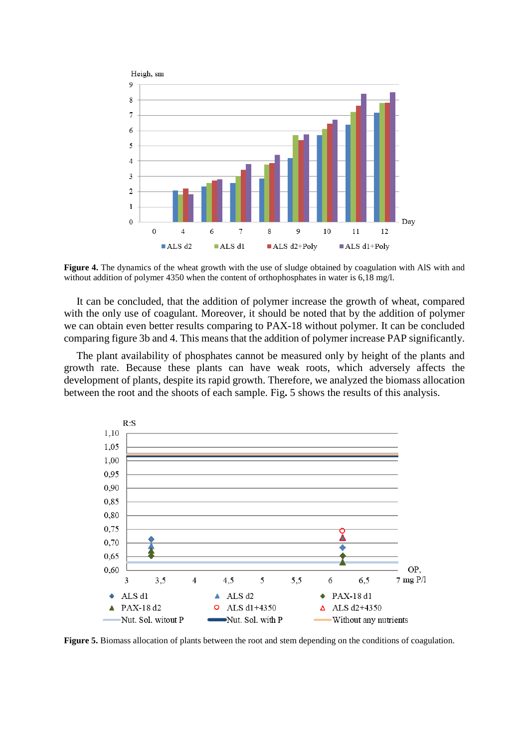**Figure 4.** The dynamics of the wheat growth with the use of sludge obtained by coagulation with AlS with and without addition of polymer 4350 when the content of orthophosphates in water is 6,18 mg/l.

It can be concluded, that the addition of polymer increase the growth of wheat, compared with the only use of coagulant. Moreover, it should be noted that by the addition of polymer we can obtain even better results comparing to PAX-18 without polymer. It can be concluded comparing figure 3b and 4. This means that the addition of polymer increase PAP significantly.

The plant availability of phosphates cannot be measured only by height of the plants and growth rate. Because these plants can have weak roots, which adversely affects the development of plants, despite its rapid growth. Therefore, we analyzed the biomass allocation between the root and the shoots of each sample. Fig. 5 shows the results of this analysis.

**Figure 5.** Biomass allocation of plants between the root and stem depending on the conditions of coagulation.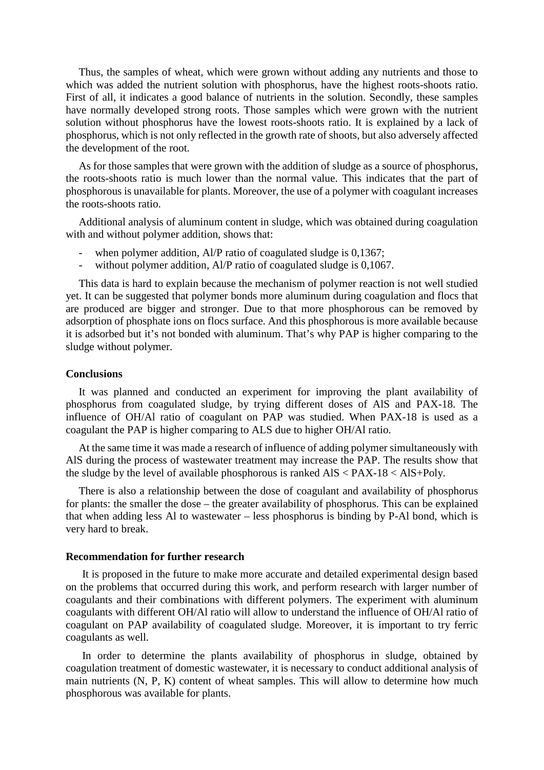Thus, the samples of wheat, which were grown without adding any nutrients and those to which was added the nutrient solution with phosphorus, have the highest roots-shoots ratio. First of all, it indicates a good balance of nutrients in the solution. Secondly, these samples have normally developed strong roots. Those samples which were grown with the nutrient solution without phosphorus have the lowest roots-shoots ratio. It is explained by a lack of phosphorus, which is not only reflected in the growth rate of shoots, but also adversely affected the development of the root.

As for those samples that were grown with the addition of sludge as a source of phosphorus, the roots-shoots ratio is much lower than the normal value. This indicates that the part of phosphorous is unavailable for plants. Moreover, the use of a polymer with coagulant increases the roots-shoots ratio.

Additional analysis of aluminum content in sludge, which was obtained during coagulation with and without polymer addition, shows that:

- when polymer addition, Al/P ratio of coagulated sludge is 0,1367;
- without polymer addition, Al/P ratio of coagulated sludge is 0,1067.

This data is hard to explain because the mechanism of polymer reaction is not well studied yet. It can be suggested that polymer bonds more aluminum during coagulation and flocs that are produced are bigger and stronger. Due to that more phosphorous can be removed by adsorption of phosphate ions on flocs surface. And this phosphorous is more available because it is adsorbed but it's not bonded with aluminum. That's why PAP is higher comparing to the sludge without polymer.

### Conclusions

It was planned and conducted an experiment for improving the plant availability of phosphorus from coagulated sludge, by trying different doses of AlS and PAX-18. The influence of OH/Al ratio of coagulant on PAP was studied. When PAX-18 is used as a coagulant the PAP is higher comparing to ALS due to higher OH/Al ratio.

At the same time it was made a research of influence of adding polymer simultaneously with AlS during the process of wastewater treatment may increase the PAP. The results show that the sludge by the level of available phosphorous is ranked AlS < PAX-18 < AlS+Poly.

There is also a relationship between the dose of coagulant and availability of phosphorus for plants: the smaller the dose – the greater availability of phosphorus. This can be explained that when adding less Al to wastewater – less phosphorus is binding by P-Al bond, which is very hard to break.

### Recommendation for further research

It is proposed in the future to make more accurate and detailed experimental design based on the problems that occurred during this work, and perform research with larger number of coagulants and their combinations with different polymers. The experiment with aluminum coagulants with different OH/Al ratio will allow to understand the influence of OH/Al ratio of coagulant on PAP availability of coagulated sludge. Moreover, it is important to try ferric coagulants as well.

In order to determine the plants availability of phosphorus in sludge, obtained by coagulation treatment of domestic wastewater, it is necessary to conduct additional analysis of main nutrients (N, P, K) content of wheat samples. This will allow to determine how much phosphorous was available for plants.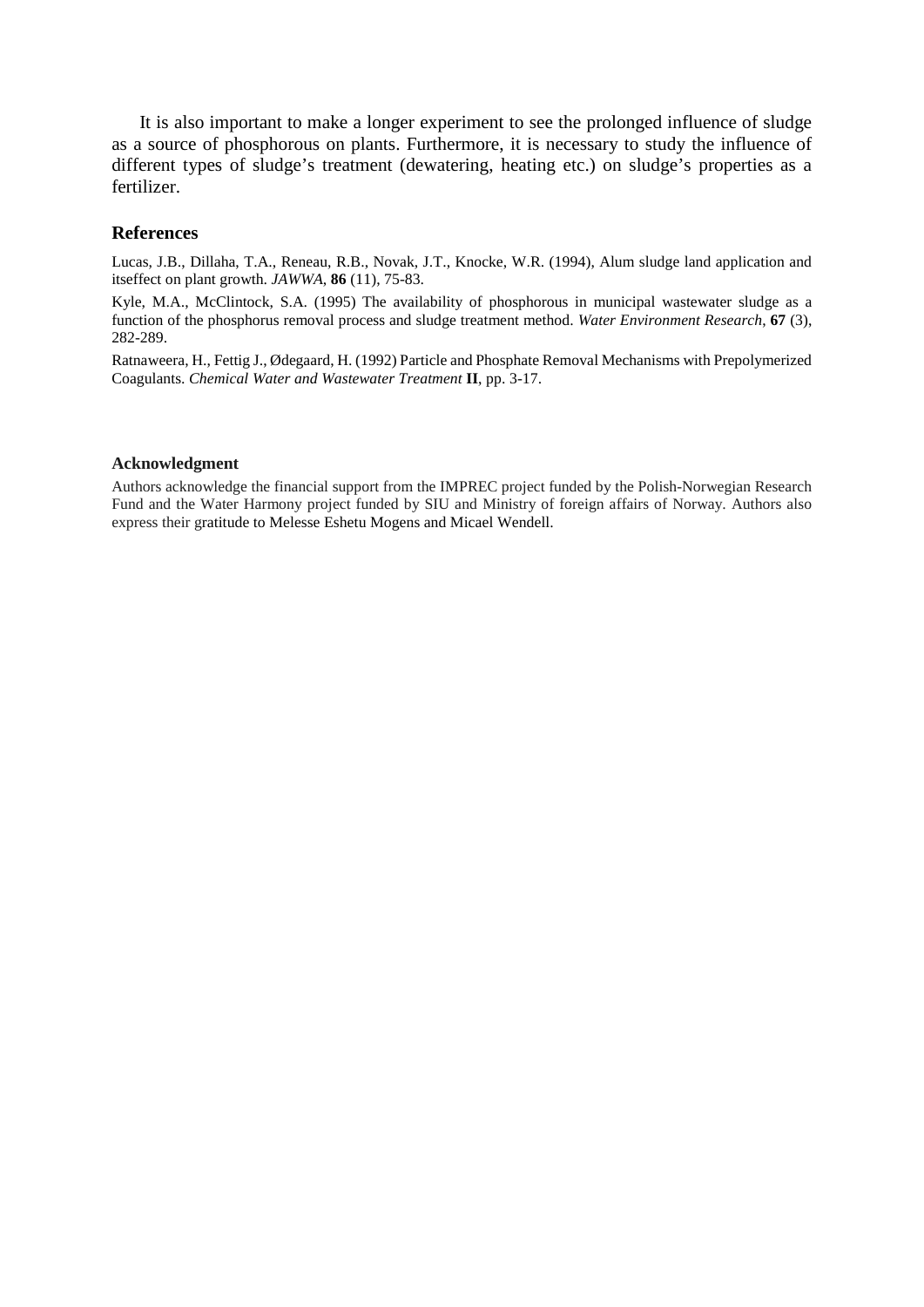It is also important to make a longer experiment to see the prolonged influence of sludge as a source of phosphorous on plants. Furthermore, it is necessary to study the influence of different types of sludge's treatment (dewatering, heating etc.) on sludge's properties as a fertilizer.

## References

Lucas, J.B., Dillaha, T.A., Reneau, R.B., Novak, J.T., Knocke, W.R. (1994), Alum sludge land application and itseffect on plant growth. *JAWWA*, **86** (11), 75-83.

Kyle, M.A., McClintock, S.A. (1995) The availability of phosphorous in municipal wastewater sludge as a function of the phosphorus removal process and sludge treatment method. *Water Environment Research*, **67** (3), 282-289.

Ratnaweera, H., Fettig J., Ødegaard, H. (1992) Particle and Phosphate Removal Mechanisms with Prepolymerized Coagulants. *Chemical Water and Wastewater Treatment* **II**, pp. 3-17.

### Acknowledgment

Authors acknowledge the financial support from the IMPREC project funded by the Polish-Norwegian Research Fund and the Water Harmony project funded by SIU and Ministry of foreign affairs of Norway. Authors also express their gratitude to Melesse Eshetu Mogens and Micael Wendell.